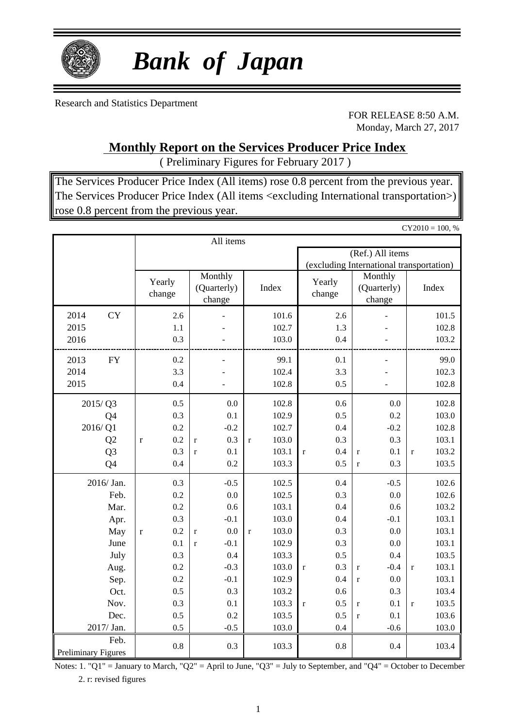# *Bank of Japan*

Research and Statistics Department

FOR RELEASE 8:50 A.M.
Monday, March 27, 2017

## Monthly Report on the Services Producer Price Index

( Preliminary Figures for February 2017 )

The Services Producer Price Index (All items) rose 0.8 percent from the previous year.
The Services Producer Price Index (All items <excluding International transportation>) rose 0.8 percent from the previous year.

CY2010 = 100, %

| | All items | | | (Ref.) All items (excluding International transportation) | | |
|---|---|---|---|---|---|---|
| | Yearly change | Monthly (Quarterly) change | Index | Yearly change | Monthly (Quarterly) change | Index |
| 2014 CY | 2.6 | - | 101.6 | 2.6 | - | 101.5 |
| 2015 | 1.1 | - | 102.7 | 1.3 | - | 102.8 |
| 2016 | 0.3 | - | 103.0 | 0.4 | - | 103.2 |
| 2013 FY | 0.2 | - | 99.1 | 0.1 | - | 99.0 |
| 2014 | 3.3 | - | 102.4 | 3.3 | - | 102.3 |
| 2015 | 0.4 | - | 102.8 | 0.5 | - | 102.8 |
| 2015/ Q3 | 0.5 | 0.0 | 102.8 | 0.6 | 0.0 | 102.8 |
| Q4 | 0.3 | 0.1 | 102.9 | 0.5 | 0.2 | 103.0 |
| 2016/ Q1 | 0.2 | -0.2 | 102.7 | 0.4 | -0.2 | 102.8 |
| Q2 | r 0.2 | r 0.3 | r 103.0 | 0.3 | 0.3 | 103.1 |
| Q3 | 0.3 | r 0.1 | 103.1 | r 0.4 | r 0.1 | r 103.2 |
| Q4 | 0.4 | 0.2 | 103.3 | 0.5 | r 0.3 | 103.5 |
| 2016/ Jan. | 0.3 | -0.5 | 102.5 | 0.4 | -0.5 | 102.6 |
| Feb. | 0.2 | 0.0 | 102.5 | 0.3 | 0.0 | 102.6 |
| Mar. | 0.2 | 0.6 | 103.1 | 0.4 | 0.6 | 103.2 |
| Apr. | 0.3 | -0.1 | 103.0 | 0.4 | -0.1 | 103.1 |
| May | r 0.2 | r 0.0 | r 103.0 | 0.3 | 0.0 | 103.1 |
| June | 0.1 | r -0.1 | 102.9 | 0.3 | 0.0 | 103.1 |
| July | 0.3 | 0.4 | 103.3 | 0.5 | 0.4 | 103.5 |
| Aug. | 0.2 | -0.3 | 103.0 | r 0.3 | r -0.4 | r 103.1 |
| Sep. | 0.2 | -0.1 | 102.9 | 0.4 | r 0.0 | 103.1 |
| Oct. | 0.5 | 0.3 | 103.2 | 0.6 | 0.3 | 103.4 |
| Nov. | 0.3 | 0.1 | 103.3 | r 0.5 | r 0.1 | r 103.5 |
| Dec. | 0.5 | 0.2 | 103.5 | 0.5 | r 0.1 | 103.6 |
| 2017/ Jan. | 0.5 | -0.5 | 103.0 | 0.4 | -0.6 | 103.0 |
| Feb. Preliminary Figures | 0.8 | 0.3 | 103.3 | 0.8 | 0.4 | 103.4 |

Notes: 1. "Q1" = January to March, "Q2" = April to June, "Q3" = July to September, and "Q4" = October to December
2. r: revised figures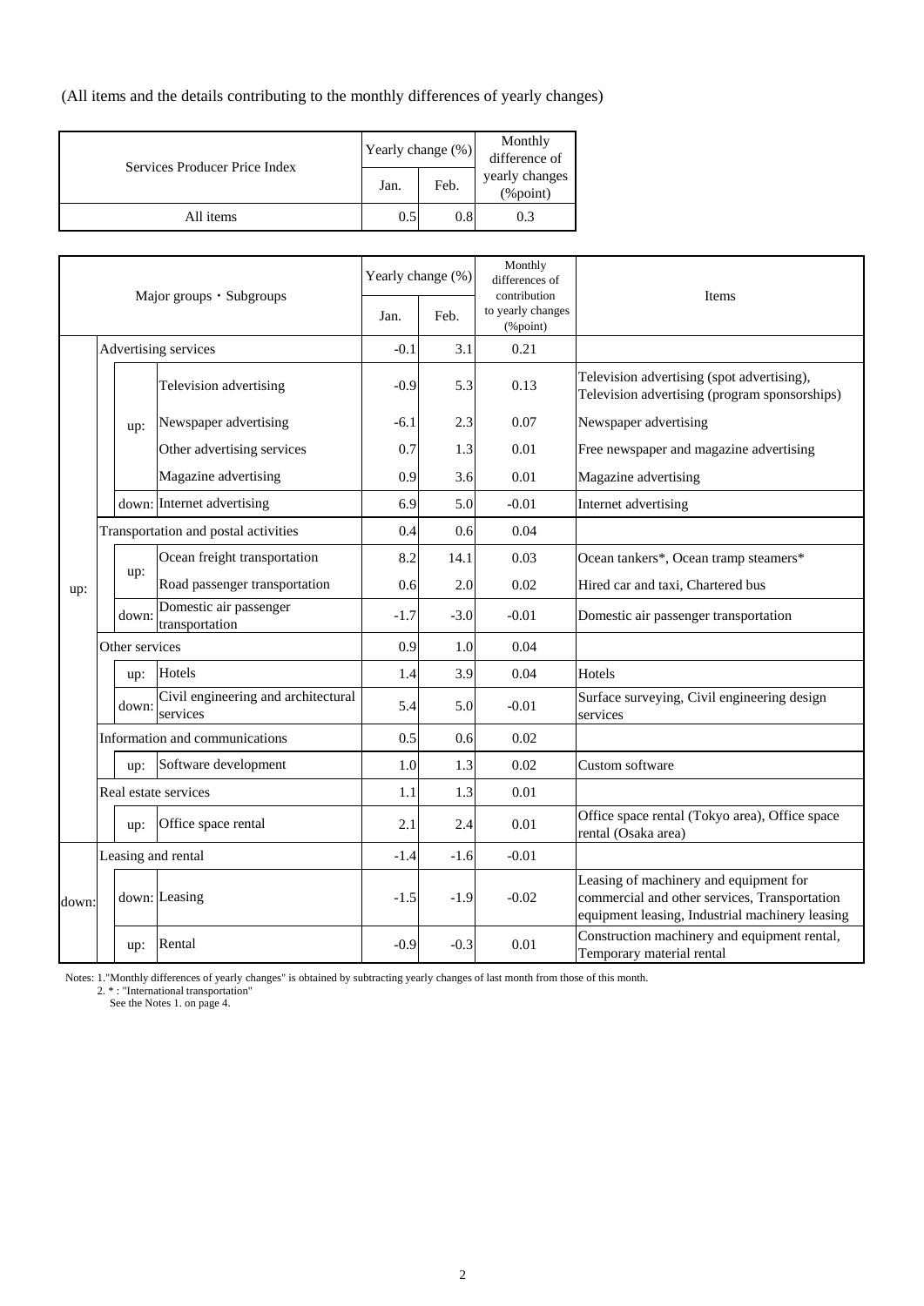(All items and the details contributing to the monthly differences of yearly changes)

| Services Producer Price Index | Yearly change (%) | | Monthly difference of yearly changes (%point) |
|---|---|---|---|
| | Jan. | Feb. | |
| All items | 0.5 | 0.8 | 0.3 |

| Major groups・Subgroups | | | Yearly change (%) | | Monthly differences of contribution to yearly changes (%point) | Items |
|---|---|---|---|---|---|---|
| | | | Jan. | Feb. | | |
| up: | Advertising services | | -0.1 | 3.1 | 0.21 | |
| | up: | Television advertising | -0.9 | 5.3 | 0.13 | Television advertising (spot advertising), Television advertising (program sponsorships) |
| | up: | Newspaper advertising | -6.1 | 2.3 | 0.07 | Newspaper advertising |
| | up: | Other advertising services | 0.7 | 1.3 | 0.01 | Free newspaper and magazine advertising |
| | up: | Magazine advertising | 0.9 | 3.6 | 0.01 | Magazine advertising |
| | down: | Internet advertising | 6.9 | 5.0 | -0.01 | Internet advertising |
| | Transportation and postal activities | | 0.4 | 0.6 | 0.04 | |
| | up: | Ocean freight transportation | 8.2 | 14.1 | 0.03 | Ocean tankers*, Ocean tramp steamers* |
| | up: | Road passenger transportation | 0.6 | 2.0 | 0.02 | Hired car and taxi, Chartered bus |
| | down: | Domestic air passenger transportation | -1.7 | -3.0 | -0.01 | Domestic air passenger transportation |
| | Other services | | 0.9 | 1.0 | 0.04 | |
| | up: | Hotels | 1.4 | 3.9 | 0.04 | Hotels |
| | down: | Civil engineering and architectural services | 5.4 | 5.0 | -0.01 | Surface surveying, Civil engineering design services |
| | Information and communications | | 0.5 | 0.6 | 0.02 | |
| | up: | Software development | 1.0 | 1.3 | 0.02 | Custom software |
| | Real estate services | | 1.1 | 1.3 | 0.01 | |
| | up: | Office space rental | 2.1 | 2.4 | 0.01 | Office space rental (Tokyo area), Office space rental (Osaka area) |
| down: | Leasing and rental | | -1.4 | -1.6 | -0.01 | |
| | down: | Leasing | -1.5 | -1.9 | -0.02 | Leasing of machinery and equipment for commercial and other services, Transportation equipment leasing, Industrial machinery leasing |
| | up: | Rental | -0.9 | -0.3 | 0.01 | Construction machinery and equipment rental, Temporary material rental |

Notes: 1."Monthly differences of yearly changes" is obtained by subtracting yearly changes of last month from those of this month.
2. * : "International transportation"
See the Notes 1. on page 4.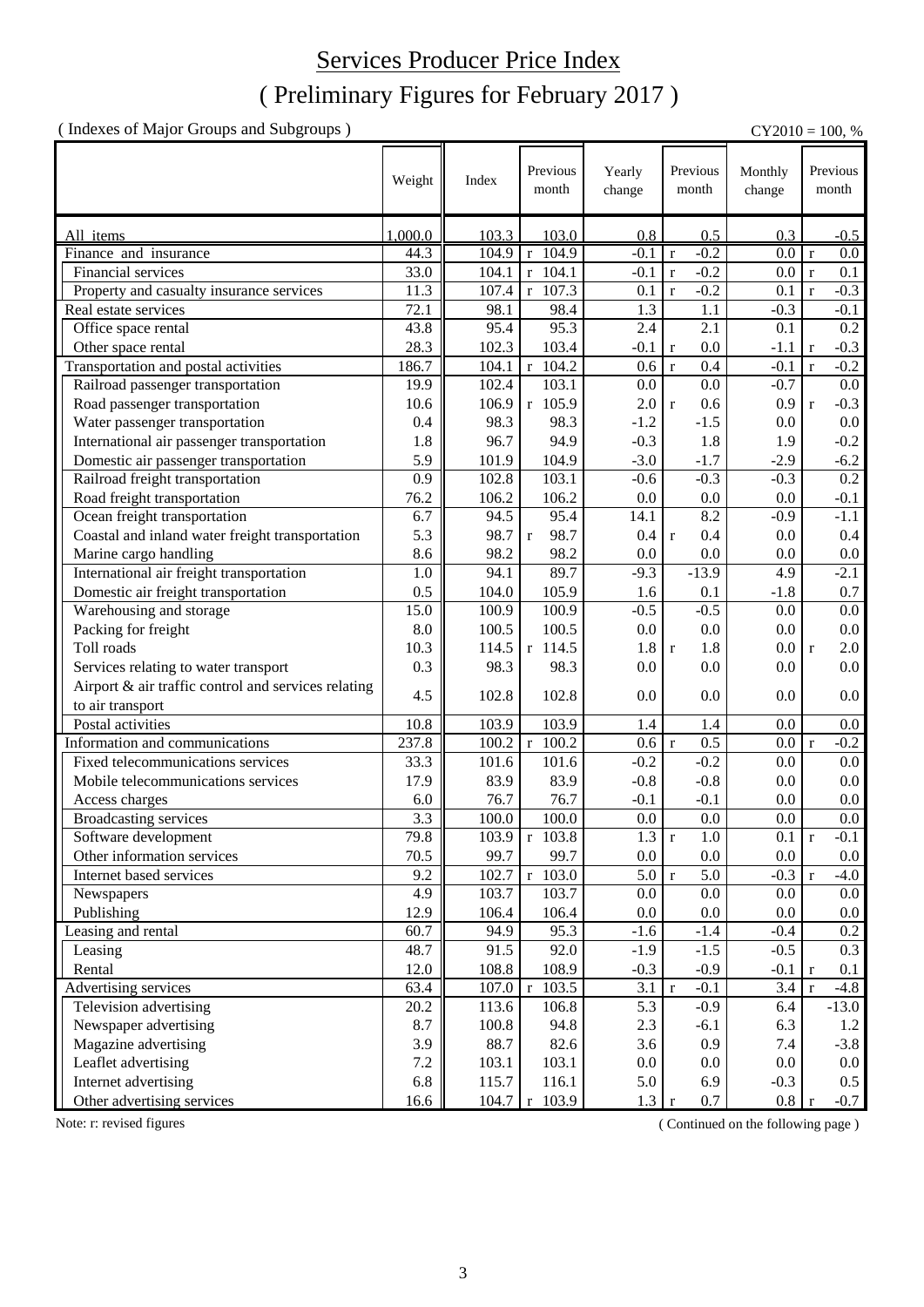# Services Producer Price Index

## ( Preliminary Figures for February 2017 )

( Indexes of Major Groups and Subgroups ) CY2010 = 100, %

| | Weight | Index | Previous month | Yearly change | Previous month | Monthly change | Previous month |
|---|---|---|---|---|---|---|---|
| All items | 1,000.0 | 103.3 | 103.0 | 0.8 | 0.5 | 0.3 | -0.5 |
| Finance and insurance | 44.3 | 104.9 | r 104.9 | -0.1 | r -0.2 | 0.0 | r 0.0 |
| Financial services | 33.0 | 104.1 | r 104.1 | -0.1 | r -0.2 | 0.0 | r 0.1 |
| Property and casualty insurance services | 11.3 | 107.4 | r 107.3 | 0.1 | r -0.2 | 0.1 | r -0.3 |
| Real estate services | 72.1 | 98.1 | 98.4 | 1.3 | 1.1 | -0.3 | -0.1 |
| Office space rental | 43.8 | 95.4 | 95.3 | 2.4 | 2.1 | 0.1 | 0.2 |
| Other space rental | 28.3 | 102.3 | 103.4 | -0.1 | r 0.0 | -1.1 | r -0.3 |
| Transportation and postal activities | 186.7 | 104.1 | r 104.2 | 0.6 | r 0.4 | -0.1 | r -0.2 |
| Railroad passenger transportation | 19.9 | 102.4 | 103.1 | 0.0 | 0.0 | -0.7 | 0.0 |
| Road passenger transportation | 10.6 | 106.9 | r 105.9 | 2.0 | r 0.6 | 0.9 | r -0.3 |
| Water passenger transportation | 0.4 | 98.3 | 98.3 | -1.2 | -1.5 | 0.0 | 0.0 |
| International air passenger transportation | 1.8 | 96.7 | 94.9 | -0.3 | 1.8 | 1.9 | -0.2 |
| Domestic air passenger transportation | 5.9 | 101.9 | 104.9 | -3.0 | -1.7 | -2.9 | -6.2 |
| Railroad freight transportation | 0.9 | 102.8 | 103.1 | -0.6 | -0.3 | -0.3 | 0.2 |
| Road freight transportation | 76.2 | 106.2 | 106.2 | 0.0 | 0.0 | 0.0 | -0.1 |
| Ocean freight transportation | 6.7 | 94.5 | 95.4 | 14.1 | 8.2 | -0.9 | -1.1 |
| Coastal and inland water freight transportation | 5.3 | 98.7 | r 98.7 | 0.4 | r 0.4 | 0.0 | 0.4 |
| Marine cargo handling | 8.6 | 98.2 | 98.2 | 0.0 | 0.0 | 0.0 | 0.0 |
| International air freight transportation | 1.0 | 94.1 | 89.7 | -9.3 | -13.9 | 4.9 | -2.1 |
| Domestic air freight transportation | 0.5 | 104.0 | 105.9 | 1.6 | 0.1 | -1.8 | 0.7 |
| Warehousing and storage | 15.0 | 100.9 | 100.9 | -0.5 | -0.5 | 0.0 | 0.0 |
| Packing for freight | 8.0 | 100.5 | 100.5 | 0.0 | 0.0 | 0.0 | 0.0 |
| Toll roads | 10.3 | 114.5 | r 114.5 | 1.8 | r 1.8 | 0.0 | r 2.0 |
| Services relating to water transport | 0.3 | 98.3 | 98.3 | 0.0 | 0.0 | 0.0 | 0.0 |
| Airport & air traffic control and services relating to air transport | 4.5 | 102.8 | 102.8 | 0.0 | 0.0 | 0.0 | 0.0 |
| Postal activities | 10.8 | 103.9 | 103.9 | 1.4 | 1.4 | 0.0 | 0.0 |
| Information and communications | 237.8 | 100.2 | r 100.2 | 0.6 | r 0.5 | 0.0 | r -0.2 |
| Fixed telecommunications services | 33.3 | 101.6 | 101.6 | -0.2 | -0.2 | 0.0 | 0.0 |
| Mobile telecommunications services | 17.9 | 83.9 | 83.9 | -0.8 | -0.8 | 0.0 | 0.0 |
| Access charges | 6.0 | 76.7 | 76.7 | -0.1 | -0.1 | 0.0 | 0.0 |
| Broadcasting services | 3.3 | 100.0 | 100.0 | 0.0 | 0.0 | 0.0 | 0.0 |
| Software development | 79.8 | 103.9 | r 103.8 | 1.3 | r 1.0 | 0.1 | r -0.1 |
| Other information services | 70.5 | 99.7 | 99.7 | 0.0 | 0.0 | 0.0 | 0.0 |
| Internet based services | 9.2 | 102.7 | r 103.0 | 5.0 | r 5.0 | -0.3 | r -4.0 |
| Newspapers | 4.9 | 103.7 | 103.7 | 0.0 | 0.0 | 0.0 | 0.0 |
| Publishing | 12.9 | 106.4 | 106.4 | 0.0 | 0.0 | 0.0 | 0.0 |
| Leasing and rental | 60.7 | 94.9 | 95.3 | -1.6 | -1.4 | -0.4 | 0.2 |
| Leasing | 48.7 | 91.5 | 92.0 | -1.9 | -1.5 | -0.5 | 0.3 |
| Rental | 12.0 | 108.8 | 108.9 | -0.3 | -0.9 | -0.1 | r 0.1 |
| Advertising services | 63.4 | 107.0 | r 103.5 | 3.1 | r -0.1 | 3.4 | r -4.8 |
| Television advertising | 20.2 | 113.6 | 106.8 | 5.3 | -0.9 | 6.4 | -13.0 |
| Newspaper advertising | 8.7 | 100.8 | 94.8 | 2.3 | -6.1 | 6.3 | 1.2 |
| Magazine advertising | 3.9 | 88.7 | 82.6 | 3.6 | 0.9 | 7.4 | -3.8 |
| Leaflet advertising | 7.2 | 103.1 | 103.1 | 0.0 | 0.0 | 0.0 | 0.0 |
| Internet advertising | 6.8 | 115.7 | 116.1 | 5.0 | 6.9 | -0.3 | 0.5 |
| Other advertising services | 16.6 | 104.7 | r 103.9 | 1.3 | r 0.7 | 0.8 | r -0.7 |

Note: r: revised figures

( Continued on the following page )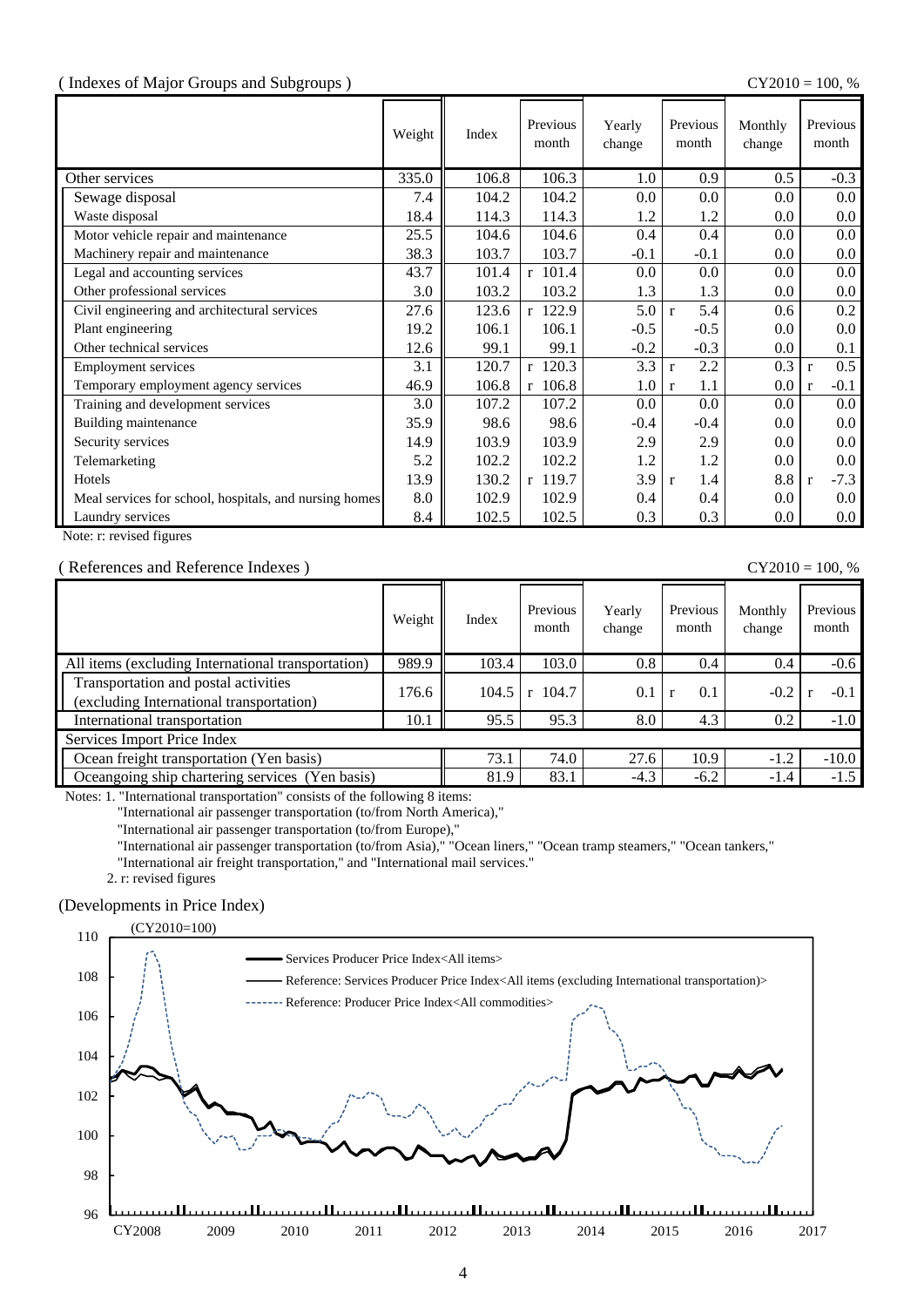( Indexes of Major Groups and Subgroups )

CY2010 = 100, %

| | Weight | Index | Previous month | Yearly change | Previous month | Monthly change | Previous month |
|---|---|---|---|---|---|---|---|
| Other services | 335.0 | 106.8 | 106.3 | 1.0 | 0.9 | 0.5 | -0.3 |
| Sewage disposal | 7.4 | 104.2 | 104.2 | 0.0 | 0.0 | 0.0 | 0.0 |
| Waste disposal | 18.4 | 114.3 | 114.3 | 1.2 | 1.2 | 0.0 | 0.0 |
| Motor vehicle repair and maintenance | 25.5 | 104.6 | 104.6 | 0.4 | 0.4 | 0.0 | 0.0 |
| Machinery repair and maintenance | 38.3 | 103.7 | 103.7 | -0.1 | -0.1 | 0.0 | 0.0 |
| Legal and accounting services | 43.7 | 101.4 | r 101.4 | 0.0 | 0.0 | 0.0 | 0.0 |
| Other professional services | 3.0 | 103.2 | 103.2 | 1.3 | 1.3 | 0.0 | 0.0 |
| Civil engineering and architectural services | 27.6 | 123.6 | r 122.9 | 5.0 | r 5.4 | 0.6 | 0.2 |
| Plant engineering | 19.2 | 106.1 | 106.1 | -0.5 | -0.5 | 0.0 | 0.0 |
| Other technical services | 12.6 | 99.1 | 99.1 | -0.2 | -0.3 | 0.0 | 0.1 |
| Employment services | 3.1 | 120.7 | r 120.3 | 3.3 | r 2.2 | 0.3 | r 0.5 |
| Temporary employment agency services | 46.9 | 106.8 | r 106.8 | 1.0 | r 1.1 | 0.0 | r -0.1 |
| Training and development services | 3.0 | 107.2 | 107.2 | 0.0 | 0.0 | 0.0 | 0.0 |
| Building maintenance | 35.9 | 98.6 | 98.6 | -0.4 | -0.4 | 0.0 | 0.0 |
| Security services | 14.9 | 103.9 | 103.9 | 2.9 | 2.9 | 0.0 | 0.0 |
| Telemarketing | 5.2 | 102.2 | 102.2 | 1.2 | 1.2 | 0.0 | 0.0 |
| Hotels | 13.9 | 130.2 | r 119.7 | 3.9 | r 1.4 | 8.8 | r -7.3 |
| Meal services for school, hospitals, and nursing homes | 8.0 | 102.9 | 102.9 | 0.4 | 0.4 | 0.0 | 0.0 |
| Laundry services | 8.4 | 102.5 | 102.5 | 0.3 | 0.3 | 0.0 | 0.0 |

Note: r: revised figures

( References and Reference Indexes )

CY2010 = 100, %

| | Weight | Index | Previous month | Yearly change | Previous month | Monthly change | Previous month |
|---|---|---|---|---|---|---|---|
| All items (excluding International transportation) | 989.9 | 103.4 | 103.0 | 0.8 | 0.4 | 0.4 | -0.6 |
| Transportation and postal activities (excluding International transportation) | 176.6 | 104.5 | r 104.7 | 0.1 | r 0.1 | -0.2 | r -0.1 |
| International transportation | 10.1 | 95.5 | 95.3 | 8.0 | 4.3 | 0.2 | -1.0 |
| Services Import Price Index | | | | | | | |
| Ocean freight transportation (Yen basis) | | 73.1 | 74.0 | 27.6 | 10.9 | -1.2 | -10.0 |
| Oceangoing ship chartering services (Yen basis) | | 81.9 | 83.1 | -4.3 | -6.2 | -1.4 | -1.5 |

Notes: 1. "International transportation" consists of the following 8 items:
"International air passenger transportation (to/from North America),"
"International air passenger transportation (to/from Europe),"
"International air passenger transportation (to/from Asia)," "Ocean liners," "Ocean tramp steamers," "Ocean tankers,"
"International air freight transportation," and "International mail services."
2. r: revised figures

(Developments in Price Index)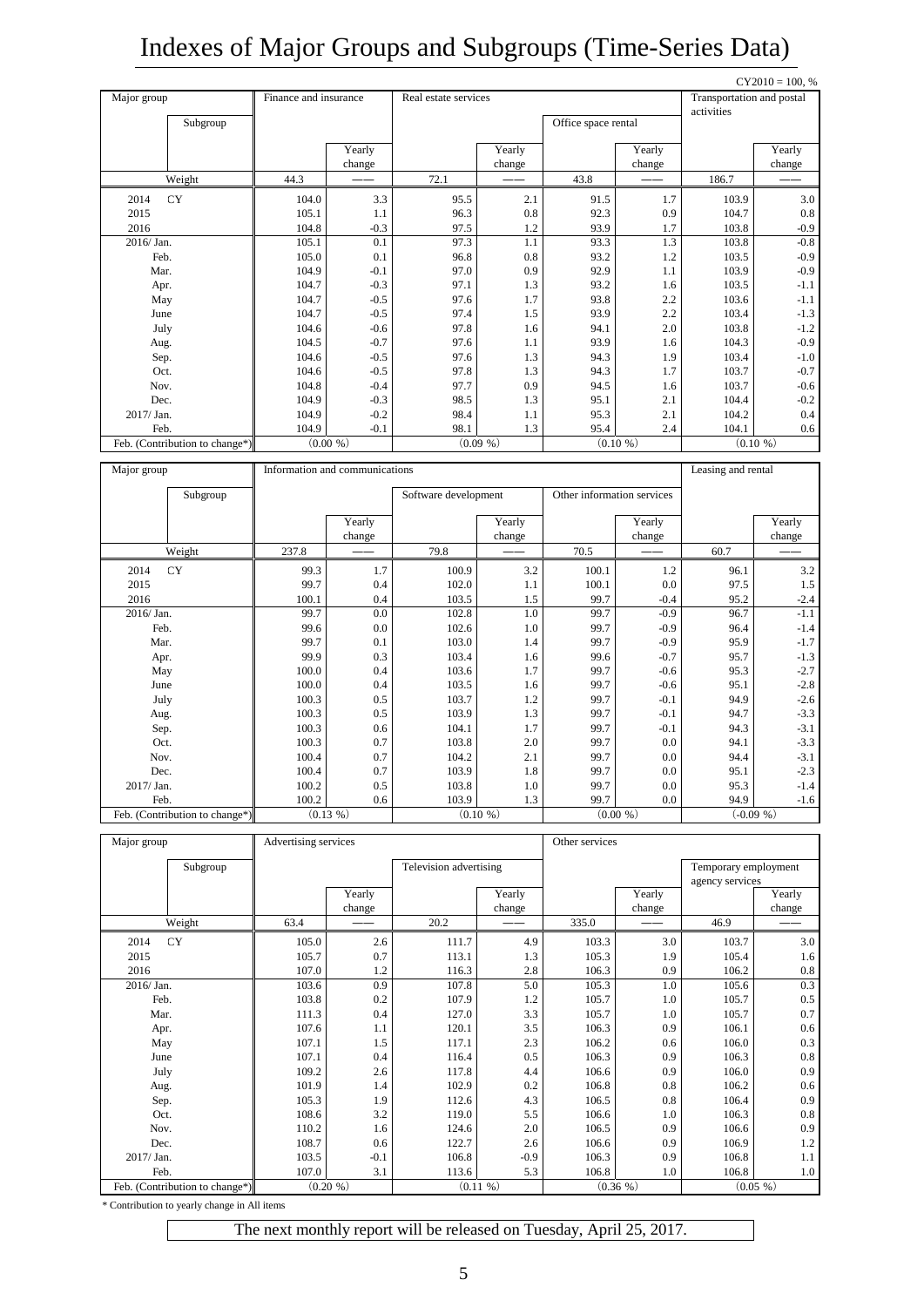# Indexes of Major Groups and Subgroups (Time-Series Data)

CY2010 = 100, %

| Major group | Finance and insurance | | Real estate services | | | | Transportation and postal activities | |
|---|---|---|---|---|---|---|---|---|
| Subgroup | | | | | Office space rental | | | |
| | | Yearly change | | Yearly change | | Yearly change | | Yearly change |
| Weight | 44.3 | ―― | 72.1 | ―― | 43.8 | ―― | 186.7 | ―― |
| 2014 CY | 104.0 | 3.3 | 95.5 | 2.1 | 91.5 | 1.7 | 103.9 | 3.0 |
| 2015 | 105.1 | 1.1 | 96.3 | 0.8 | 92.3 | 0.9 | 104.7 | 0.8 |
| 2016 | 104.8 | -0.3 | 97.5 | 1.2 | 93.9 | 1.7 | 103.8 | -0.9 |
| 2016/ Jan. | 105.1 | 0.1 | 97.3 | 1.1 | 93.3 | 1.3 | 103.8 | -0.8 |
| Feb. | 105.0 | 0.1 | 96.8 | 0.8 | 93.2 | 1.2 | 103.5 | -0.9 |
| Mar. | 104.9 | -0.1 | 97.0 | 0.9 | 92.9 | 1.1 | 103.9 | -0.9 |
| Apr. | 104.7 | -0.3 | 97.1 | 1.3 | 93.2 | 1.6 | 103.5 | -1.1 |
| May | 104.7 | -0.5 | 97.6 | 1.7 | 93.8 | 2.2 | 103.6 | -1.1 |
| June | 104.7 | -0.5 | 97.4 | 1.5 | 93.9 | 2.2 | 103.4 | -1.3 |
| July | 104.6 | -0.6 | 97.8 | 1.6 | 94.1 | 2.0 | 103.8 | -1.2 |
| Aug. | 104.5 | -0.7 | 97.6 | 1.1 | 93.9 | 1.6 | 104.3 | -0.9 |
| Sep. | 104.6 | -0.5 | 97.6 | 1.3 | 94.3 | 1.9 | 103.4 | -1.0 |
| Oct. | 104.6 | -0.5 | 97.8 | 1.3 | 94.3 | 1.7 | 103.7 | -0.7 |
| Nov. | 104.8 | -0.4 | 97.7 | 0.9 | 94.5 | 1.6 | 103.7 | -0.6 |
| Dec. | 104.9 | -0.3 | 98.5 | 1.3 | 95.1 | 2.1 | 104.4 | -0.2 |
| 2017/ Jan. | 104.9 | -0.2 | 98.4 | 1.1 | 95.3 | 2.1 | 104.2 | 0.4 |
| Feb. | 104.9 | -0.1 | 98.1 | 1.3 | 95.4 | 2.4 | 104.1 | 0.6 |
| Feb. (Contribution to change*) | (0.00 %) | | (0.09 %) | | (0.10 %) | | (0.10 %) | |

| Major group | Information and communications | | | | | | Leasing and rental | |
|---|---|---|---|---|---|---|---|---|
| Subgroup | | | Software development | | Other information services | | | |
| | | Yearly change | | Yearly change | | Yearly change | | Yearly change |
| Weight | 237.8 | ―― | 79.8 | ―― | 70.5 | ―― | 60.7 | ―― |
| 2014 CY | 99.3 | 1.7 | 100.9 | 3.2 | 100.1 | 1.2 | 96.1 | 3.2 |
| 2015 | 99.7 | 0.4 | 102.0 | 1.1 | 100.1 | 0.0 | 97.5 | 1.5 |
| 2016 | 100.1 | 0.4 | 103.5 | 1.5 | 99.7 | -0.4 | 95.2 | -2.4 |
| 2016/ Jan. | 99.7 | 0.0 | 102.8 | 1.0 | 99.7 | -0.9 | 96.7 | -1.1 |
| Feb. | 99.6 | 0.0 | 102.6 | 1.0 | 99.7 | -0.9 | 96.4 | -1.4 |
| Mar. | 99.7 | 0.1 | 103.0 | 1.4 | 99.7 | -0.9 | 95.9 | -1.7 |
| Apr. | 99.9 | 0.3 | 103.4 | 1.6 | 99.6 | -0.7 | 95.7 | -1.3 |
| May | 100.0 | 0.4 | 103.6 | 1.7 | 99.7 | -0.6 | 95.3 | -2.7 |
| June | 100.0 | 0.4 | 103.5 | 1.6 | 99.7 | -0.6 | 95.1 | -2.8 |
| July | 100.3 | 0.5 | 103.7 | 1.2 | 99.7 | -0.1 | 94.9 | -2.6 |
| Aug. | 100.3 | 0.5 | 103.9 | 1.3 | 99.7 | -0.1 | 94.7 | -3.3 |
| Sep. | 100.3 | 0.6 | 104.1 | 1.7 | 99.7 | -0.1 | 94.3 | -3.1 |
| Oct. | 100.3 | 0.7 | 103.8 | 2.0 | 99.7 | 0.0 | 94.1 | -3.3 |
| Nov. | 100.4 | 0.7 | 104.2 | 2.1 | 99.7 | 0.0 | 94.4 | -3.1 |
| Dec. | 100.4 | 0.7 | 103.9 | 1.8 | 99.7 | 0.0 | 95.1 | -2.3 |
| 2017/ Jan. | 100.2 | 0.5 | 103.8 | 1.0 | 99.7 | 0.0 | 95.3 | -1.4 |
| Feb. | 100.2 | 0.6 | 103.9 | 1.3 | 99.7 | 0.0 | 94.9 | -1.6 |
| Feb. (Contribution to change*) | (0.13 %) | | (0.10 %) | | (0.00 %) | | (-0.09 %) | |

| Major group | Advertising services | | | | Other services | | | |
|---|---|---|---|---|---|---|---|---|
| Subgroup | | | Television advertising | | | | Temporary employment agency services | |
| | | Yearly change | | Yearly change | | Yearly change | | Yearly change |
| Weight | 63.4 | ―― | 20.2 | ―― | 335.0 | ―― | 46.9 | ―― |
| 2014 CY | 105.0 | 2.6 | 111.7 | 4.9 | 103.3 | 3.0 | 103.7 | 3.0 |
| 2015 | 105.7 | 0.7 | 113.1 | 1.3 | 105.3 | 1.9 | 105.4 | 1.6 |
| 2016 | 107.0 | 1.2 | 116.3 | 2.8 | 106.3 | 0.9 | 106.2 | 0.8 |
| 2016/ Jan. | 103.6 | 0.9 | 107.8 | 5.0 | 105.3 | 1.0 | 105.6 | 0.3 |
| Feb. | 103.8 | 0.2 | 107.9 | 1.2 | 105.7 | 1.0 | 105.7 | 0.5 |
| Mar. | 111.3 | 0.4 | 127.0 | 3.3 | 105.7 | 1.0 | 105.7 | 0.7 |
| Apr. | 107.6 | 1.1 | 120.1 | 3.5 | 106.3 | 0.9 | 106.1 | 0.6 |
| May | 107.1 | 1.5 | 117.1 | 2.3 | 106.2 | 0.6 | 106.0 | 0.3 |
| June | 107.1 | 0.4 | 116.4 | 0.5 | 106.3 | 0.9 | 106.3 | 0.8 |
| July | 109.2 | 2.6 | 117.8 | 4.4 | 106.6 | 0.9 | 106.0 | 0.9 |
| Aug. | 101.9 | 1.4 | 102.9 | 0.2 | 106.8 | 0.8 | 106.2 | 0.6 |
| Sep. | 105.3 | 1.9 | 112.6 | 4.3 | 106.5 | 0.8 | 106.4 | 0.9 |
| Oct. | 108.6 | 3.2 | 119.0 | 5.5 | 106.6 | 1.0 | 106.3 | 0.8 |
| Nov. | 110.2 | 1.6 | 124.6 | 2.0 | 106.5 | 0.9 | 106.6 | 0.9 |
| Dec. | 108.7 | 0.6 | 122.7 | 2.6 | 106.6 | 0.9 | 106.9 | 1.2 |
| 2017/ Jan. | 103.5 | -0.1 | 106.8 | -0.9 | 106.3 | 0.9 | 106.8 | 1.1 |
| Feb. | 107.0 | 3.1 | 113.6 | 5.3 | 106.8 | 1.0 | 106.8 | 1.0 |
| Feb. (Contribution to change*) | (0.20 %) | | (0.11 %) | | (0.36 %) | | (0.05 %) | |

* Contribution to yearly change in All items

The next monthly report will be released on Tuesday, April 25, 2017.